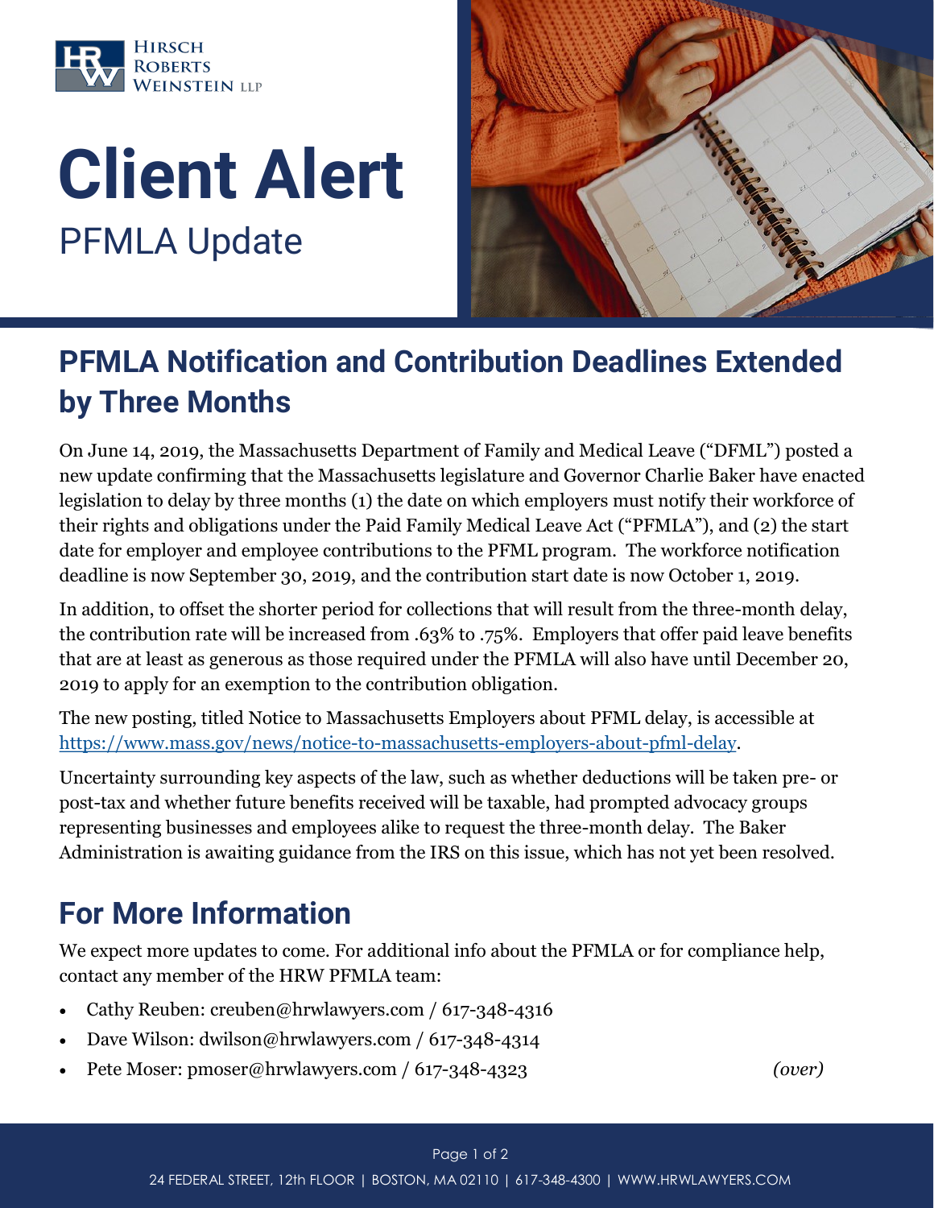# Client Alert

PFMLA Update

## PFMLA Notification and Contribution Deadlines Extended by Three Months

On June 14, 2019, the Massachusetts Department of Family and Medical Leave ("DFML") posted a new update confirming that the Massachusetts legislature and Governor Charlie Baker have enacted legislation to delay by three months (1) the date on which employers must notify their workforce of their rights and obligations under the Paid Family Medical Leave Act ("PFMLA"), and (2) the start date for employer and employee contributions to the PFML program. The workforce notification deadline is now September 30, 2019, and the contribution start date is now October 1, 2019.

In addition, to offset the shorter period for collections that will result from the three-month delay, the contribution rate will be increased from .63% to .75%. Employers that offer paid leave benefits that are at least as generous as those required under the PFMLA will also have until December 20, 2019 to apply for an exemption to the contribution obligation.

The new posting, titled Notice to Massachusetts Employers about PFML delay, is accessible at https://www.mass.gov/news/notice-to-massachusetts-employers-about-pfml-delay.

Uncertainty surrounding key aspects of the law, such as whether deductions will be taken pre- or post-tax and whether future benefits received will be taxable, had prompted advocacy groups representing businesses and employees alike to request the three-month delay. The Baker Administration is awaiting guidance from the IRS on this issue, which has not yet been resolved.

## For More Information

We expect more updates to come. For additional info about the PFMLA or for compliance help, contact any member of the HRW PFMLA team:

- Cathy Reuben: creuben@hrwlawyers.com / 617-348-4316
- Dave Wilson: dwilson@hrwlawyers.com / 617-348-4314
- Pete Moser: pmoser@hrwlawyers.com / 617-348-4323

*(over)*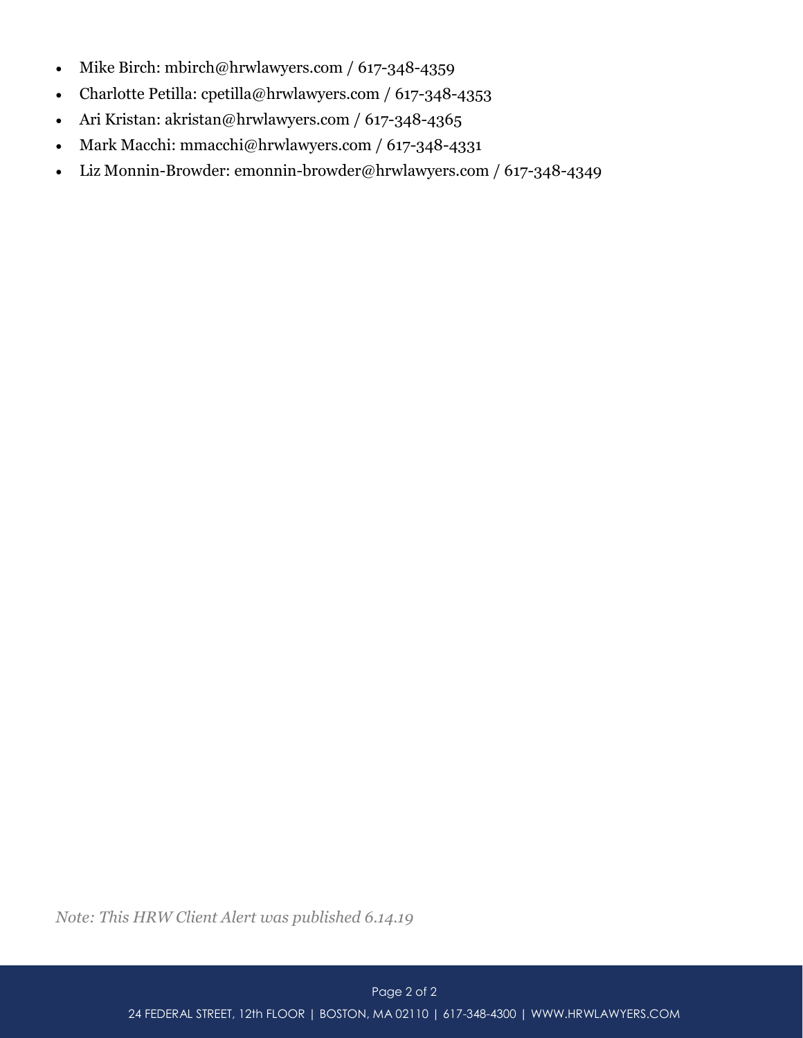- Mike Birch: mbirch@hrwlawyers.com / 617-348-4359
- Charlotte Petilla: cpetilla@hrwlawyers.com / 617-348-4353
- Ari Kristan: akristan@hrwlawyers.com / 617-348-4365
- Mark Macchi: mmacchi@hrwlawyers.com / 617-348-4331
- Liz Monnin-Browder: emonnin-browder@hrwlawyers.com / 617-348-4349

*Note: This HRW Client Alert was published 6.14.19*